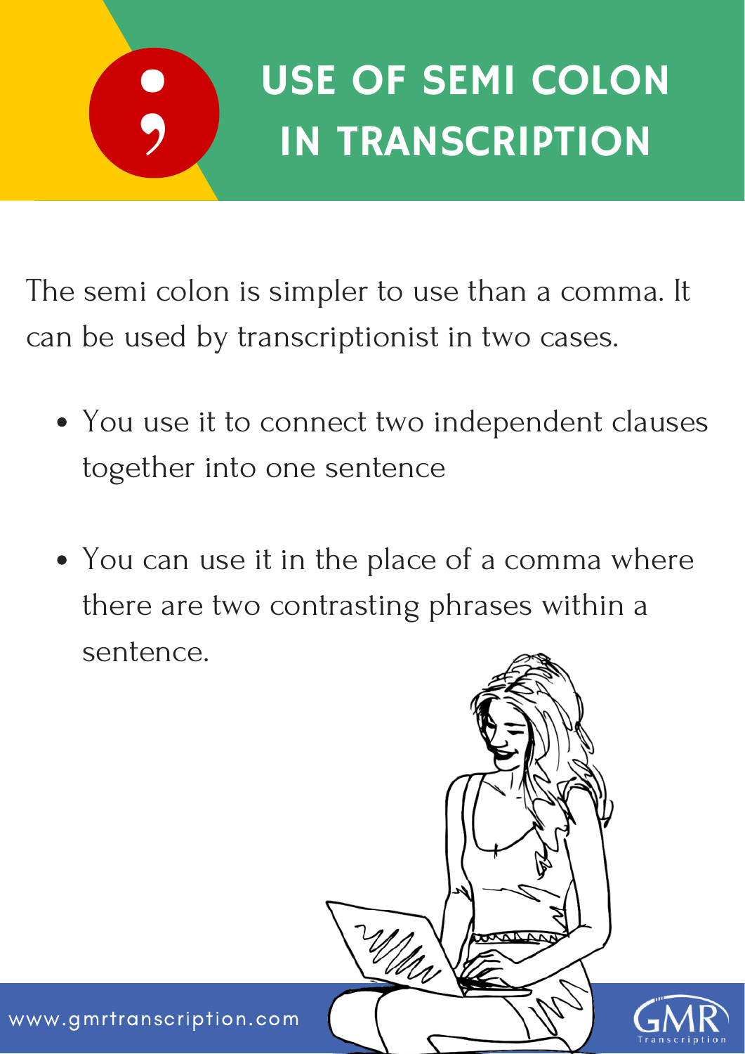# USE OF SEMI COLON IN TRANSCRIPTION

The semi colon is simpler to use than a comma. It can be used by transcriptionist in two cases.

- You use it to connect two independent clauses together into one sentence
- You can use it in the place of a comma where there are two contrasting phrases within a sentence.

www.gmrtranscription.com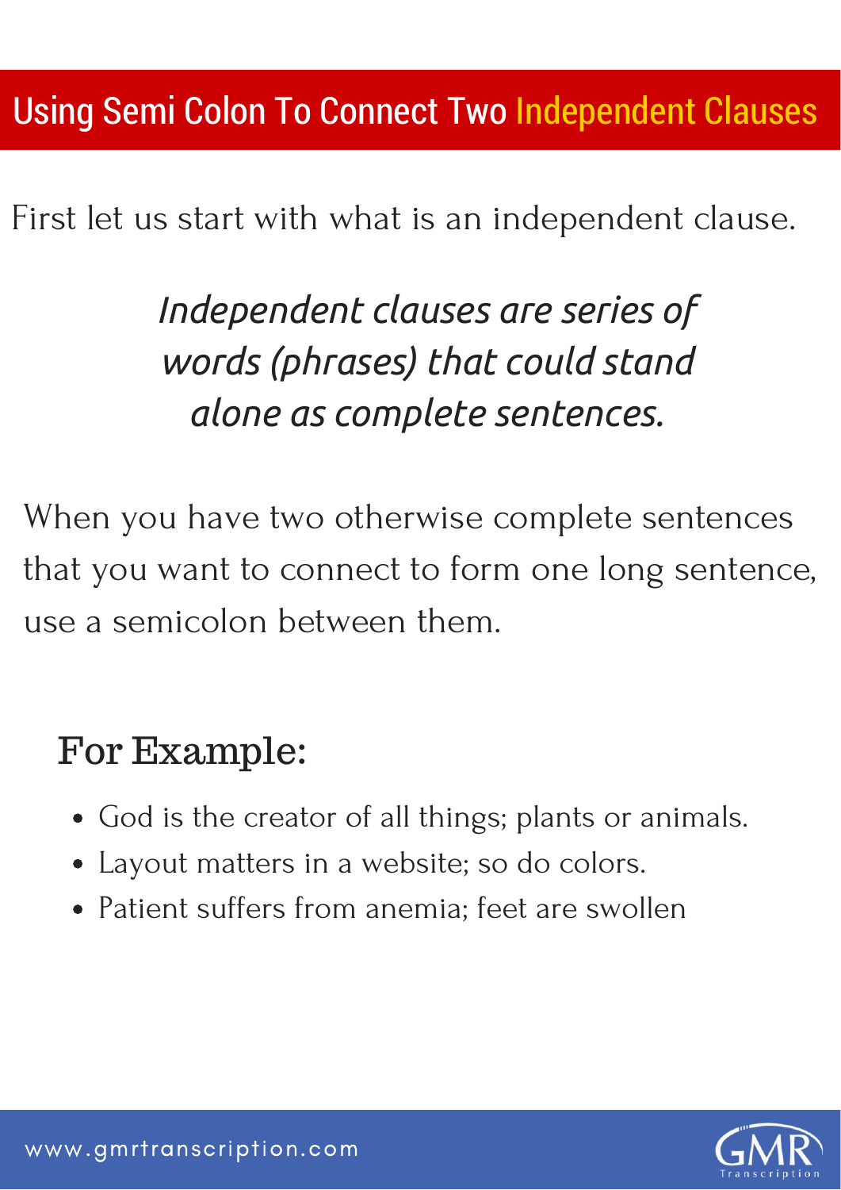# Using Semi Colon To Connect Two Independent Clauses

First let us start with what is an independent clause.

*Independent clauses are series of words (phrases) that could stand alone as complete sentences.*

When you have two otherwise complete sentences that you want to connect to form one long sentence, use a semicolon between them.

## For Example:

- God is the creator of all things; plants or animals.
- Layout matters in a website; so do colors.
- Patient suffers from anemia; feet are swollen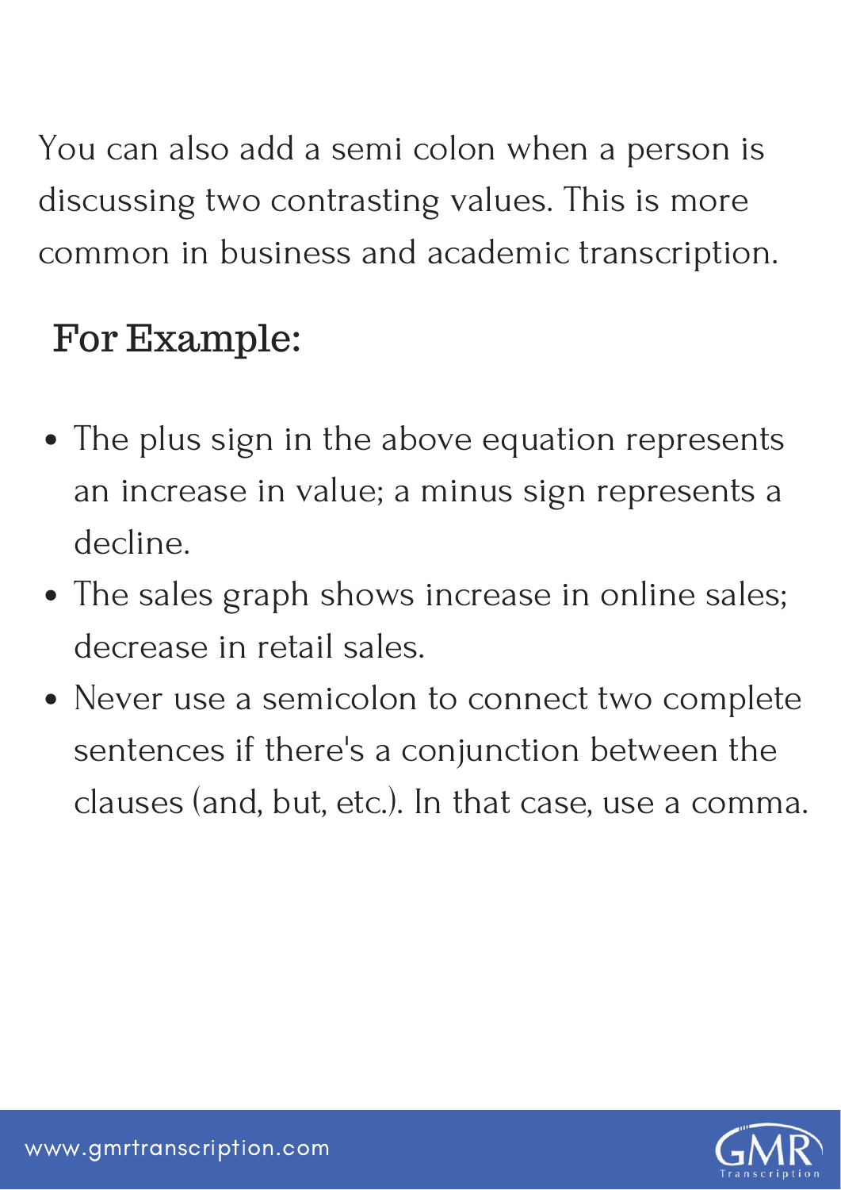You can also add a semi colon when a person is discussing two contrasting values. This is more common in business and academic transcription.

## For Example:

- The plus sign in the above equation represents an increase in value; a minus sign represents a decline.
- The sales graph shows increase in online sales; decrease in retail sales.
- Never use a semicolon to connect two complete sentences if there's a conjunction between the clauses (and, but, etc.). In that case, use a comma.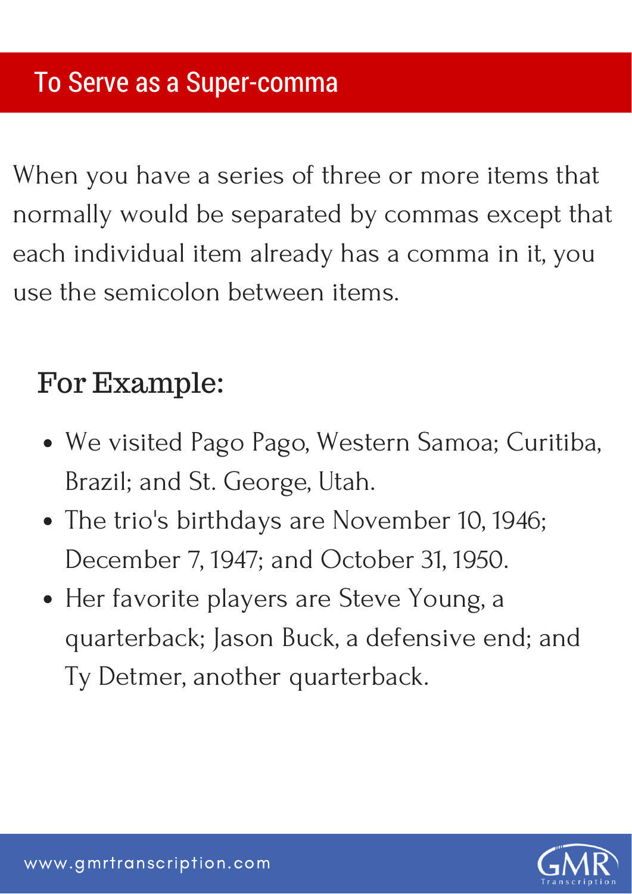## To Serve as a Super-comma

When you have a series of three or more items that normally would be separated by commas except that each individual item already has a comma in it, you use the semicolon between items.

### For Example:

- We visited Pago Pago, Western Samoa; Curitiba, Brazil; and St. George, Utah.
- The trio's birthdays are November 10, 1946; December 7, 1947; and October 31, 1950.
- Her favorite players are Steve Young, a quarterback; Jason Buck, a defensive end; and Ty Detmer, another quarterback.